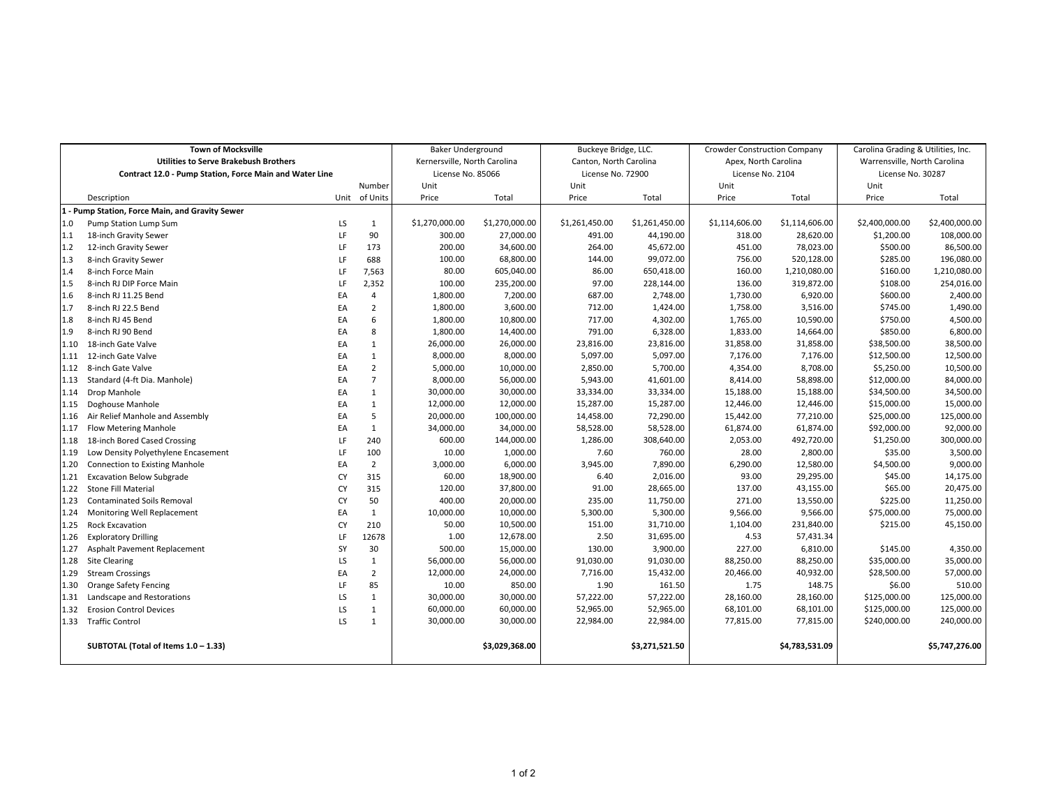| Town of Mocksville | | | | Baker Underground | | Buckeye Bridge, LLC. | | Crowder Construction Company | | Carolina Grading & Utilities, Inc. | |
|---|---|---|---|---|---|---|---|---|---|---|---|
| Utilities to Serve Brakebush Brothers | | | | Kernersville, North Carolina | | Canton, North Carolina | | Apex, North Carolina | | Warrensville, North Carolina | |
| Contract 12.0 - Pump Station, Force Main and Water Line | | | | License No. 85066 | | License No. 72900 | | License No. 2104 | | License No. 30287 | |
| | Description | Unit | Number of Units | Unit Price | Total | Unit Price | Total | Unit Price | Total | Unit Price | Total |
| **1 - Pump Station, Force Main, and Gravity Sewer** | | | | | | | | | | | |
| 1.0 | Pump Station Lump Sum | LS | 1 | $1,270,000.00 | $1,270,000.00 | $1,261,450.00 | $1,261,450.00 | $1,114,606.00 | $1,114,606.00 | $2,400,000.00 | $2,400,000.00 |
| 1.1 | 18-inch Gravity Sewer | LF | 90 | 300.00 | 27,000.00 | 491.00 | 44,190.00 | 318.00 | 28,620.00 | $1,200.00 | 108,000.00 |
| 1.2 | 12-inch Gravity Sewer | LF | 173 | 200.00 | 34,600.00 | 264.00 | 45,672.00 | 451.00 | 78,023.00 | $500.00 | 86,500.00 |
| 1.3 | 8-inch Gravity Sewer | LF | 688 | 100.00 | 68,800.00 | 144.00 | 99,072.00 | 756.00 | 520,128.00 | $285.00 | 196,080.00 |
| 1.4 | 8-inch Force Main | LF | 7,563 | 80.00 | 605,040.00 | 86.00 | 650,418.00 | 160.00 | 1,210,080.00 | $160.00 | 1,210,080.00 |
| 1.5 | 8-inch RJ DIP Force Main | LF | 2,352 | 100.00 | 235,200.00 | 97.00 | 228,144.00 | 136.00 | 319,872.00 | $108.00 | 254,016.00 |
| 1.6 | 8-inch RJ 11.25 Bend | EA | 4 | 1,800.00 | 7,200.00 | 687.00 | 2,748.00 | 1,730.00 | 6,920.00 | $600.00 | 2,400.00 |
| 1.7 | 8-inch RJ 22.5 Bend | EA | 2 | 1,800.00 | 3,600.00 | 712.00 | 1,424.00 | 1,758.00 | 3,516.00 | $745.00 | 1,490.00 |
| 1.8 | 8-inch RJ 45 Bend | EA | 6 | 1,800.00 | 10,800.00 | 717.00 | 4,302.00 | 1,765.00 | 10,590.00 | $750.00 | 4,500.00 |
| 1.9 | 8-inch RJ 90 Bend | EA | 8 | 1,800.00 | 14,400.00 | 791.00 | 6,328.00 | 1,833.00 | 14,664.00 | $850.00 | 6,800.00 |
| 1.10 | 18-inch Gate Valve | EA | 1 | 26,000.00 | 26,000.00 | 23,816.00 | 23,816.00 | 31,858.00 | 31,858.00 | $38,500.00 | 38,500.00 |
| 1.11 | 12-inch Gate Valve | EA | 1 | 8,000.00 | 8,000.00 | 5,097.00 | 5,097.00 | 7,176.00 | 7,176.00 | $12,500.00 | 12,500.00 |
| 1.12 | 8-inch Gate Valve | EA | 2 | 5,000.00 | 10,000.00 | 2,850.00 | 5,700.00 | 4,354.00 | 8,708.00 | $5,250.00 | 10,500.00 |
| 1.13 | Standard (4-ft Dia. Manhole) | EA | 7 | 8,000.00 | 56,000.00 | 5,943.00 | 41,601.00 | 8,414.00 | 58,898.00 | $12,000.00 | 84,000.00 |
| 1.14 | Drop Manhole | EA | 1 | 30,000.00 | 30,000.00 | 33,334.00 | 33,334.00 | 15,188.00 | 15,188.00 | $34,500.00 | 34,500.00 |
| 1.15 | Doghouse Manhole | EA | 1 | 12,000.00 | 12,000.00 | 15,287.00 | 15,287.00 | 12,446.00 | 12,446.00 | $15,000.00 | 15,000.00 |
| 1.16 | Air Relief Manhole and Assembly | EA | 5 | 20,000.00 | 100,000.00 | 14,458.00 | 72,290.00 | 15,442.00 | 77,210.00 | $25,000.00 | 125,000.00 |
| 1.17 | Flow Metering Manhole | EA | 1 | 34,000.00 | 34,000.00 | 58,528.00 | 58,528.00 | 61,874.00 | 61,874.00 | $92,000.00 | 92,000.00 |
| 1.18 | 18-inch Bored Cased Crossing | LF | 240 | 600.00 | 144,000.00 | 1,286.00 | 308,640.00 | 2,053.00 | 492,720.00 | $1,250.00 | 300,000.00 |
| 1.19 | Low Density Polyethylene Encasement | LF | 100 | 10.00 | 1,000.00 | 7.60 | 760.00 | 28.00 | 2,800.00 | $35.00 | 3,500.00 |
| 1.20 | Connection to Existing Manhole | EA | 2 | 3,000.00 | 6,000.00 | 3,945.00 | 7,890.00 | 6,290.00 | 12,580.00 | $4,500.00 | 9,000.00 |
| 1.21 | Excavation Below Subgrade | CY | 315 | 60.00 | 18,900.00 | 6.40 | 2,016.00 | 93.00 | 29,295.00 | $45.00 | 14,175.00 |
| 1.22 | Stone Fill Material | CY | 315 | 120.00 | 37,800.00 | 91.00 | 28,665.00 | 137.00 | 43,155.00 | $65.00 | 20,475.00 |
| 1.23 | Contaminated Soils Removal | CY | 50 | 400.00 | 20,000.00 | 235.00 | 11,750.00 | 271.00 | 13,550.00 | $225.00 | 11,250.00 |
| 1.24 | Monitoring Well Replacement | EA | 1 | 10,000.00 | 10,000.00 | 5,300.00 | 5,300.00 | 9,566.00 | 9,566.00 | $75,000.00 | 75,000.00 |
| 1.25 | Rock Excavation | CY | 210 | 50.00 | 10,500.00 | 151.00 | 31,710.00 | 1,104.00 | 231,840.00 | $215.00 | 45,150.00 |
| 1.26 | Exploratory Drilling | LF | 12678 | 1.00 | 12,678.00 | 2.50 | 31,695.00 | 4.53 | 57,431.34 | | |
| 1.27 | Asphalt Pavement Replacement | SY | 30 | 500.00 | 15,000.00 | 130.00 | 3,900.00 | 227.00 | 6,810.00 | $145.00 | 4,350.00 |
| 1.28 | Site Clearing | LS | 1 | 56,000.00 | 56,000.00 | 91,030.00 | 91,030.00 | 88,250.00 | 88,250.00 | $35,000.00 | 35,000.00 |
| 1.29 | Stream Crossings | EA | 2 | 12,000.00 | 24,000.00 | 7,716.00 | 15,432.00 | 20,466.00 | 40,932.00 | $28,500.00 | 57,000.00 |
| 1.30 | Orange Safety Fencing | LF | 85 | 10.00 | 850.00 | 1.90 | 161.50 | 1.75 | 148.75 | $6.00 | 510.00 |
| 1.31 | Landscape and Restorations | LS | 1 | 30,000.00 | 30,000.00 | 57,222.00 | 57,222.00 | 28,160.00 | 28,160.00 | $125,000.00 | 125,000.00 |
| 1.32 | Erosion Control Devices | LS | 1 | 60,000.00 | 60,000.00 | 52,965.00 | 52,965.00 | 68,101.00 | 68,101.00 | $125,000.00 | 125,000.00 |
| 1.33 | Traffic Control | LS | 1 | 30,000.00 | 30,000.00 | 22,984.00 | 22,984.00 | 77,815.00 | 77,815.00 | $240,000.00 | 240,000.00 |
| | **SUBTOTAL (Total of Items 1.0 – 1.33)** | | | | **$3,029,368.00** | | **$3,271,521.50** | | **$4,783,531.09** | | **$5,747,276.00** |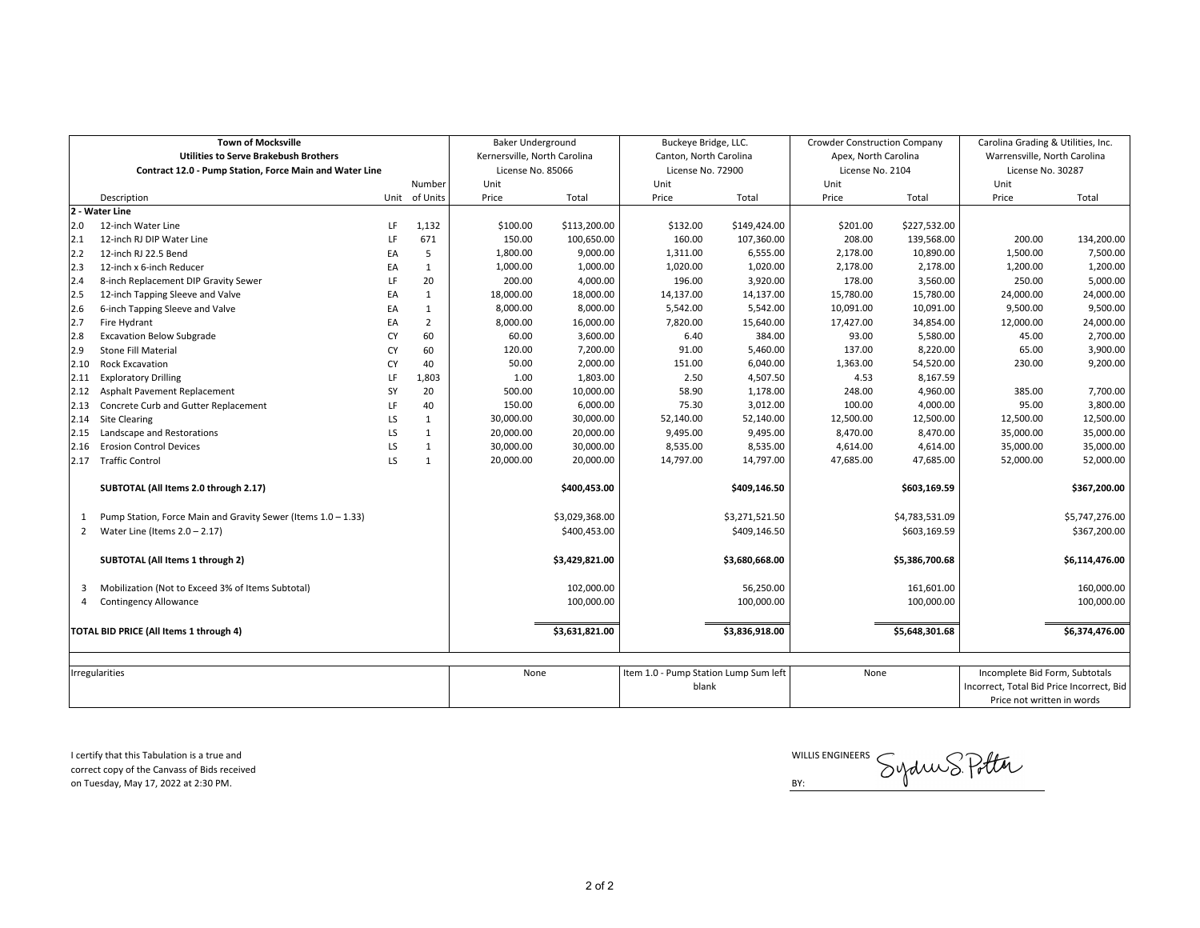| Town of Mocksville<br>Utilities to Serve Brakebush Brothers<br>Contract 12.0 - Pump Station, Force Main and Water Line | | | | Baker Underground<br>Kernersville, North Carolina<br>License No. 85066 | | Buckeye Bridge, LLC.<br>Canton, North Carolina<br>License No. 72900 | | Crowder Construction Company<br>Apex, North Carolina<br>License No. 2104 | | Carolina Grading & Utilities, Inc.<br>Warrensville, North Carolina<br>License No. 30287 | |
|---|---|---|---|---|---|---|---|---|---|---|---|
| | Description | Unit | Number of Units | Unit Price | Total | Unit Price | Total | Unit Price | Total | Unit Price | Total |
| **2 - Water Line** | | | | | | | | | | | |
| 2.0 | 12-inch Water Line | LF | 1,132 | $100.00 | $113,200.00 | $132.00 | $149,424.00 | $201.00 | $227,532.00 | | |
| 2.1 | 12-inch RJ DIP Water Line | LF | 671 | 150.00 | 100,650.00 | 160.00 | 107,360.00 | 208.00 | 139,568.00 | 200.00 | 134,200.00 |
| 2.2 | 12-inch RJ 22.5 Bend | EA | 5 | 1,800.00 | 9,000.00 | 1,311.00 | 6,555.00 | 2,178.00 | 10,890.00 | 1,500.00 | 7,500.00 |
| 2.3 | 12-inch x 6-inch Reducer | EA | 1 | 1,000.00 | 1,000.00 | 1,020.00 | 1,020.00 | 2,178.00 | 2,178.00 | 1,200.00 | 1,200.00 |
| 2.4 | 8-inch Replacement DIP Gravity Sewer | LF | 20 | 200.00 | 4,000.00 | 196.00 | 3,920.00 | 178.00 | 3,560.00 | 250.00 | 5,000.00 |
| 2.5 | 12-inch Tapping Sleeve and Valve | EA | 1 | 18,000.00 | 18,000.00 | 14,137.00 | 14,137.00 | 15,780.00 | 15,780.00 | 24,000.00 | 24,000.00 |
| 2.6 | 6-inch Tapping Sleeve and Valve | EA | 1 | 8,000.00 | 8,000.00 | 5,542.00 | 5,542.00 | 10,091.00 | 10,091.00 | 9,500.00 | 9,500.00 |
| 2.7 | Fire Hydrant | EA | 2 | 8,000.00 | 16,000.00 | 7,820.00 | 15,640.00 | 17,427.00 | 34,854.00 | 12,000.00 | 24,000.00 |
| 2.8 | Excavation Below Subgrade | CY | 60 | 60.00 | 3,600.00 | 6.40 | 384.00 | 93.00 | 5,580.00 | 45.00 | 2,700.00 |
| 2.9 | Stone Fill Material | CY | 60 | 120.00 | 7,200.00 | 91.00 | 5,460.00 | 137.00 | 8,220.00 | 65.00 | 3,900.00 |
| 2.10 | Rock Excavation | CY | 40 | 50.00 | 2,000.00 | 151.00 | 6,040.00 | 1,363.00 | 54,520.00 | 230.00 | 9,200.00 |
| 2.11 | Exploratory Drilling | LF | 1,803 | 1.00 | 1,803.00 | 2.50 | 4,507.50 | 4.53 | 8,167.59 | | |
| 2.12 | Asphalt Pavement Replacement | SY | 20 | 500.00 | 10,000.00 | 58.90 | 1,178.00 | 248.00 | 4,960.00 | 385.00 | 7,700.00 |
| 2.13 | Concrete Curb and Gutter Replacement | LF | 40 | 150.00 | 6,000.00 | 75.30 | 3,012.00 | 100.00 | 4,000.00 | 95.00 | 3,800.00 |
| 2.14 | Site Clearing | LS | 1 | 30,000.00 | 30,000.00 | 52,140.00 | 52,140.00 | 12,500.00 | 12,500.00 | 12,500.00 | 12,500.00 |
| 2.15 | Landscape and Restorations | LS | 1 | 20,000.00 | 20,000.00 | 9,495.00 | 9,495.00 | 8,470.00 | 8,470.00 | 35,000.00 | 35,000.00 |
| 2.16 | Erosion Control Devices | LS | 1 | 30,000.00 | 30,000.00 | 8,535.00 | 8,535.00 | 4,614.00 | 4,614.00 | 35,000.00 | 35,000.00 |
| 2.17 | Traffic Control | LS | 1 | 20,000.00 | 20,000.00 | 14,797.00 | 14,797.00 | 47,685.00 | 47,685.00 | 52,000.00 | 52,000.00 |
| | **SUBTOTAL (All Items 2.0 through 2.17)** | | | | **$400,453.00** | | **$409,146.50** | | **$603,169.59** | | **$367,200.00** |
| 1 | Pump Station, Force Main and Gravity Sewer (Items 1.0 – 1.33) | | | | $3,029,368.00 | | $3,271,521.50 | | $4,783,531.09 | | $5,747,276.00 |
| 2 | Water Line (Items 2.0 – 2.17) | | | | $400,453.00 | | $409,146.50 | | $603,169.59 | | $367,200.00 |
| | **SUBTOTAL (All Items 1 through 2)** | | | | **$3,429,821.00** | | **$3,680,668.00** | | **$5,386,700.68** | | **$6,114,476.00** |
| 3 | Mobilization (Not to Exceed 3% of Items Subtotal) | | | | 102,000.00 | | 56,250.00 | | 161,601.00 | | 160,000.00 |
| 4 | Contingency Allowance | | | | 100,000.00 | | 100,000.00 | | 100,000.00 | | 100,000.00 |
| **TOTAL BID PRICE (All Items 1 through 4)** | | | | | **$3,631,821.00** | | **$3,836,918.00** | | **$5,648,301.68** | | **$6,374,476.00** |
| Irregularities | | | | None | | Item 1.0 - Pump Station Lump Sum left blank | | None | | Incomplete Bid Form, Subtotals Incorrect, Total Bid Price Incorrect, Bid Price not written in words | |

I certify that this Tabulation is a true and correct copy of the Canvass of Bids received on Tuesday, May 17, 2022 at 2:30 PM.

WILLIS ENGINEERS

BY: Sydney S. Potter